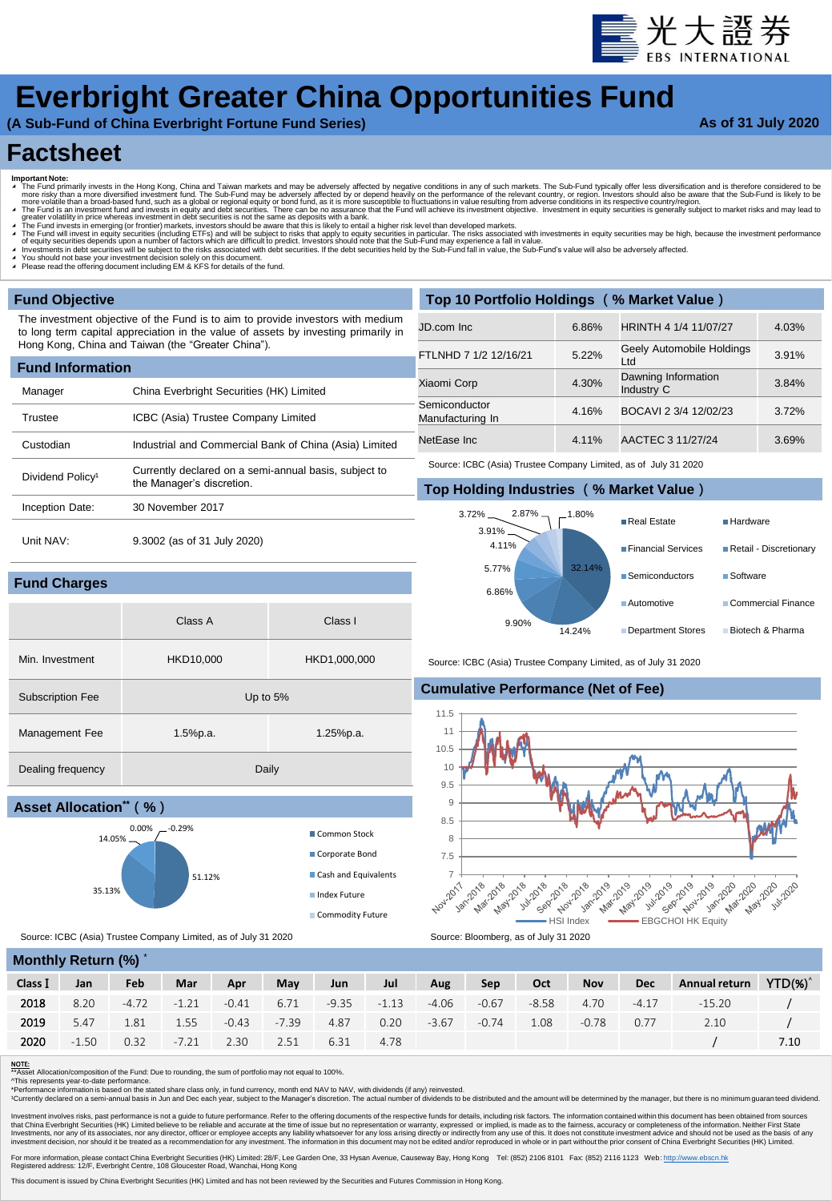光大證券 EBS INTERNATIONAL

# Everbright Greater China Opportunities Fund

**(A Sub-Fund of China Everbright Fortune Fund Series)** **As of 31 July 2020**

# Factsheet

**Important Note:**

- The Fund primarily invests in the Hong Kong, China and Taiwan markets and may be adversely affected by negative conditions in any of such markets. The Sub-Fund typically offer less diversification and is therefore considered to be more risky than a more diversified investment fund. The Sub-Fund may be adversely affected by or depend heavily on the performance of the relevant country, or region. Investors should also be aware that the Sub-Fund is likely to be more volatile than a broad-based fund, such as a global or regional equity or bond fund, as it is more susceptible to fluctuations in value resulting from adverse conditions in its respective country/region.
- The Fund is an investment fund and invests in equity and debt securities. There can be no assurance that the Fund will achieve its investment objective. Investment in equity securities is generally subject to market risks and may lead to greater volatility in price whereas investment in debt securities is not the same as deposits with a bank.
- The Fund invests in emerging (or frontier) markets, investors should be aware that this is likely to entail a higher risk level than developed markets.
- The Fund will invest in equity securities (including ETFs) and will be subject to risks that apply to equity securities in particular. The risks associated with investments in equity securities may be high, because the investment performance of equity securities depends upon a number of factors which are difficult to predict. Investors should note that the Sub-Fund may experience a fall in value.
- Investments in debt securities will be subject to the risks associated with debt securities. If the debt securities held by the Sub-Fund fall in value, the Sub-Fund's value will also be adversely affected.
- You should not base your investment decision solely on this document.
- Please read the offering document including EM & KFS for details of the fund.

## Fund Objective

The investment objective of the Fund is to aim to provide investors with medium to long term capital appreciation in the value of assets by investing primarily in Hong Kong, China and Taiwan (the "Greater China").

## Fund Information

| | |
|---|---|
| Manager | China Everbright Securities (HK) Limited |
| Trustee | ICBC (Asia) Trustee Company Limited |
| Custodian | Industrial and Commercial Bank of China (Asia) Limited |
| Dividend Policy¹ | Currently declared on a semi-annual basis, subject to the Manager's discretion. |
| Inception Date: | 30 November 2017 |
| Unit NAV: | 9.3002 (as of 31 July 2020) |

## Fund Charges

| | Class A | Class I |
|---|---|---|
| Min. Investment | HKD10,000 | HKD1,000,000 |
| Subscription Fee | Up to 5% | |
| Management Fee | 1.5%p.a. | 1.25%p.a. |
| Dealing frequency | Daily | |

## Asset Allocation** ( % )

| Asset | % |
|---|---|
| Common Stock | 51.12% |
| Corporate Bond | 35.13% |
| Cash and Equivalents | 14.05% |
| Index Future | 0.00% |
| Commodity Future | -0.29% |

Source: ICBC (Asia) Trustee Company Limited, as of July 31 2020

## Top 10 Portfolio Holdings ( % Market Value )

| Holding | % | Holding | % |
|---|---|---|---|
| JD.com Inc | 6.86% | HRINTH 4 1/4 11/07/27 | 4.03% |
| FTLNHD 7 1/2 12/16/21 | 5.22% | Geely Automobile Holdings Ltd | 3.91% |
| Xiaomi Corp | 4.30% | Dawning Information Industry C | 3.84% |
| Semiconductor Manufacturing In | 4.16% | BOCAVI 2 3/4 12/02/23 | 3.72% |
| NetEase Inc | 4.11% | AACTEC 3 11/27/24 | 3.69% |

Source: ICBC (Asia) Trustee Company Limited, as of July 31 2020

## Top Holding Industries ( % Market Value )

| Industry | % |
|---|---|
| Real Estate | 32.14% |
| Hardware | 14.24% |
| Financial Services | 9.90% |
| Retail - Discretionary | 6.86% |
| Semiconductors | 5.77% |
| Software | 4.11% |
| Automotive | 3.91% |
| Commercial Finance | 3.72% |
| Department Stores | 2.87% |
| Biotech & Pharma | 1.80% |

Source: ICBC (Asia) Trustee Company Limited, as of July 31 2020

## Cumulative Performance (Net of Fee)

Line chart: HSI Index vs EBGCHOI HK Equity, Nov-2017 to Jul-2020 (y-axis 7 to 11.5)

Source: Bloomberg, as of July 31 2020

## Monthly Return (%) *

| Class I | Jan | Feb | Mar | Apr | May | Jun | Jul | Aug | Sep | Oct | Nov | Dec | Annual return | YTD(%)^ |
|---|---|---|---|---|---|---|---|---|---|---|---|---|---|---|
| 2018 | 8.20 | -4.72 | -1.21 | -0.41 | 6.71 | -9.35 | -1.13 | -4.06 | -0.67 | -8.58 | 4.70 | -4.17 | -15.20 | / |
| 2019 | 5.47 | 1.81 | 1.55 | -0.43 | -7.39 | 4.87 | 0.20 | -3.67 | -0.74 | 1.08 | -0.78 | 0.77 | 2.10 | / |
| 2020 | -1.50 | 0.32 | -7.21 | 2.30 | 2.51 | 6.31 | 4.78 | | | | | | / | 7.10 |

**NOTE:**

**Asset Allocation/composition of the Fund: Due to rounding, the sum of portfolio may not equal to 100%.

^This represents year-to-date performance.

*Performance information is based on the stated share class only, in fund currency, month end NAV to NAV, with dividends (if any) reinvested.

¹Currently declared on a semi-annual basis in Jun and Dec each year, subject to the Manager's discretion. The actual number of dividends to be distributed and the amount will be determined by the manager, but there is no minimum guaranteed dividend.

Investment involves risks, past performance is not a guide to future performance. Refer to the offering documents of the respective funds for details, including risk factors. The information contained within this document has been obtained from sources that China Everbright Securities (HK) Limited believe to be reliable and accurate at the time of issue but no representation or warranty, expressed or implied, is made as to the fairness, accuracy or completeness of the information. Neither First State Investments, nor any of its associates, nor any director, officer or employee accepts any liability whatsoever for any loss arising directly or indirectly from any use of this. It does not constitute investment advice and should not be used as the basis of any investment decision, nor should it be treated as a recommendation for any investment. The information in this document may not be edited and/or reproduced in whole or in part without the prior consent of China Everbright Securities (HK) Limited.

For more information, please contact China Everbright Securities (HK) Limited: 28/F, Lee Garden One, 33 Hysan Avenue, Causeway Bay, Hong Kong Tel: (852) 2106 8101 Fax: (852) 2116 1123 Web: http://www.ebscn.hk
Registered address: 12/F, Everbright Centre, 108 Gloucester Road, Wanchai, Hong Kong

This document is issued by China Everbright Securities (HK) Limited and has not been reviewed by the Securities and Futures Commission in Hong Kong.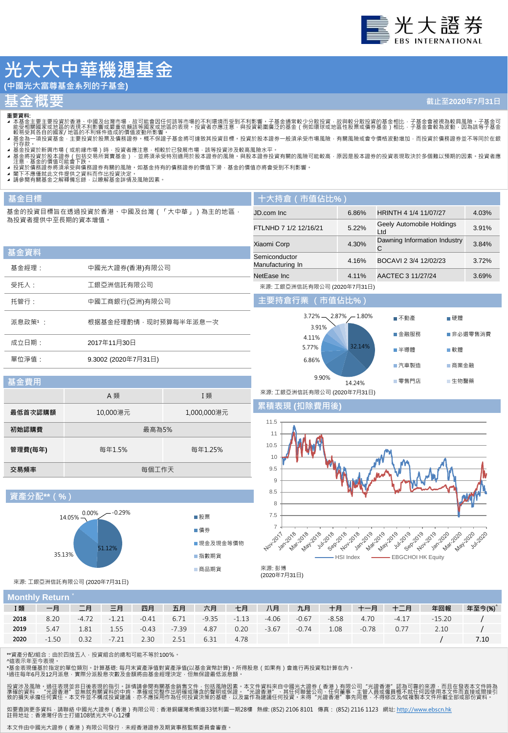光大證券
EBS INTERNATIONAL

# 光大大中華機遇基金

**(中國光大富尊基金系列的子基金)**

## 基金概要

**截止至2020年7月31日**

**重要資料:**
- 本基金主要主要投資於香港、中國及台灣市場，故可能會因任何該等市場的不利環境而受到不利影響。子基金通常較少分散投資，故與較分散投資的基金相比，子基金會被視為較具風險。子基金可能受相關國家或地區的表現不利影響或嚴重依賴該等國家或地區的表現。投資者亦應注意，與投資範圍廣泛的基金（例如環球或地區性股票或債券基金）相比，子基金會較為波動，因為該等子基金較易受其各自的國家/地區的不利條件造成的價值波動所影響。
- 基金為一項投資基金，主要投資於股票及債務證券。概不保證子基金將可達致其投資目標。投資於股本證券一般須承受市場風險，有關風險或會令價格波動增加，而投資於債務證券並不等同於在銀行存款。
- 基金投資於新興市場（或前緣市場）時，投資者應注意，相較於已發展市場，該等投資涉及較高風險水平。
- 基金將投資於股本證券（包括交易所買賣基金），並將須承受特別適用於股本證券的風險。與股本證券投資有關的風險可能較高，原因是股本證券的投資表現取決於多個難以預期的因素。投資者應注意，基金的價值可能會下跌。
- 投資於債務證券將須承受與債務證券有關的風險。如基金持有的債務證券的價值下滑，基金的價值亦將會受到不利影響。
- 閣下不應僅就此文件提供之資料而作出投資決定。
- 請參閱有關基金之解釋備忘錄，以瞭解基金詳情及風險因素。

## 基金目標

基金的投資目標旨在透過投資於香港、中國及台灣（「大中華」）為主的地區，為投資者提供中至長期的資本增值。

## 基金資料

| | |
|---|---|
| 基金經理： | 中國光大證券(香港)有限公司 |
| 受託人： | 工銀亞洲信託有限公司 |
| 托管行： | 中國工商銀行(亞洲)有限公司 |
| 派息政策¹： | 根據基金經理酌情，現時預算每半年派息一次 |
| 成立日期： | 2017年11月30日 |
| 單位淨值： | 9.3002 (2020年7月31日) |

## 基金費用

| | A 類 | I 類 |
|---|---|---|
| **最低首次認購額** | 10,000港元 | 1,000,000港元 |
| **初始認購費** | 最高為5% | |
| **管理費(每年)** | 每年1.5% | 每年1.25% |
| **交易頻率** | 每個工作天 | |

## 資產分配**（%）

51.12%
35.13%
14.05%
0.00%
-0.29%
股票
債券
現金及現金等價物
指數期貨
商品期貨

來源: 工銀亞洲信託有限公司 (2020年7月31日)

## 十大持倉（市值佔比%）

| | | | |
|---|---|---|---|
| JD.com Inc | 6.86% | HRINTH 4 1/4 11/07/27 | 4.03% |
| FTLNHD 7 1/2 12/16/21 | 5.22% | Geely Automobile Holdings Ltd | 3.91% |
| Xiaomi Corp | 4.30% | Dawning Information Industry C | 3.84% |
| Semiconductor Manufacturing In | 4.16% | BOCAVI 2 3/4 12/02/23 | 3.72% |
| NetEase Inc | 4.11% | AACTEC 3 11/27/24 | 3.69% |

來源: 工銀亞洲信託有限公司 (2020年7月31日)

## 主要持倉行業（市值佔比%）

32.14%
14.24%
9.90%
6.86%
5.77%
4.11%
3.91%
3.72%
2.87%
1.80%
不動產
硬體
金融服務
非必選零售消費
半導體
軟體
汽車製造
商業金融
零售門店
生物醫藥

來源: 工銀亞洲信託有限公司 (2020年7月31日)

## 累積表現 (扣除費用後)

11.5
11
10.5
10
9.5
9
8.5
8
7.5
7
Nov-2017, Jan-2018, Mar-2018, May-2018, Jul-2018, Sep-2018, Nov-2018, Jan-2019, Mar-2019, May-2019, Jul-2019, Sep-2019, Nov-2019, Jan-2020, Mar-2020, May-2020, Jul-2020
HSI Index
EBGCHOI HK Equity

來源: 彭博
(2020年7月31日)

## Monthly Return*

| I 類 | 一月 | 二月 | 三月 | 四月 | 五月 | 六月 | 七月 | 八月 | 九月 | 十月 | 十一月 | 十二月 | 年回報 | 年至今(%)^ |
|---|---|---|---|---|---|---|---|---|---|---|---|---|---|---|
| 2018 | 8.20 | -4.72 | -1.21 | -0.41 | 6.71 | -9.35 | -1.13 | -4.06 | -0.67 | -8.58 | 4.70 | -4.17 | -15.20 | / |
| 2019 | 5.47 | 1.81 | 1.55 | -0.43 | -7.39 | 4.87 | 0.20 | -3.67 | -0.74 | 1.08 | -0.78 | 0.77 | 2.10 | / |
| 2020 | -1.50 | 0.32 | -7.21 | 2.30 | 2.51 | 6.31 | 4.78 | | | | | | / | 7.10 |

**資產分配/組合：由於四捨五入，投資組合的總和可能不等於100%。
^這表示年至今表現。
*基金表現僅基於指定的單位類別。計算基礎: 每月末資產淨值對資產淨值(以基金貨幣計算)，所得股息（如果有）會進行再投資和計算在內。
¹過往每年6月及12月派息，實際分派股息次數及金額將由基金經理決定，但無保證最低派息額。

投資涉及風險。過往表現並非日後表現的指引。詳情請參閱有關基金銷售文件，包括風險因素。本文件資料來自中國光大證券（香港）有限公司"光證香港"認為可靠的來源，而且在發表本文件時為準確的資料。"光證香港"並無就有關資料的中肯、準確或完整作出明確或隱含的聲明或保證。"光證香港"、其任何聯營公司、任何董事、主管人員或僱員概不就任何因使用本文件而直接或間接引致的損失承擔任何責任。本文件並不構成投資建議，亦不應採用作為任何投資決策的基礎，以及當作為建議任何投資。未得"光證香港"事先同意，不得修改及/或複製本文件而載全部或部份資料。

如要查詢更多資料，請聯絡 中國光大證券（香港）有限公司：香港銅鑼灣希慎道33號利園一期28樓　熱線: (852) 2106 8101　傳真： (852) 2116 1123　網址: http://www.ebscn.hk
註冊地址：香港灣仔告士打道108號光大中心12樓

本文件由中國光大證券（香港）有限公司發行，未經香港證券及期貨事務監察委員會審查。